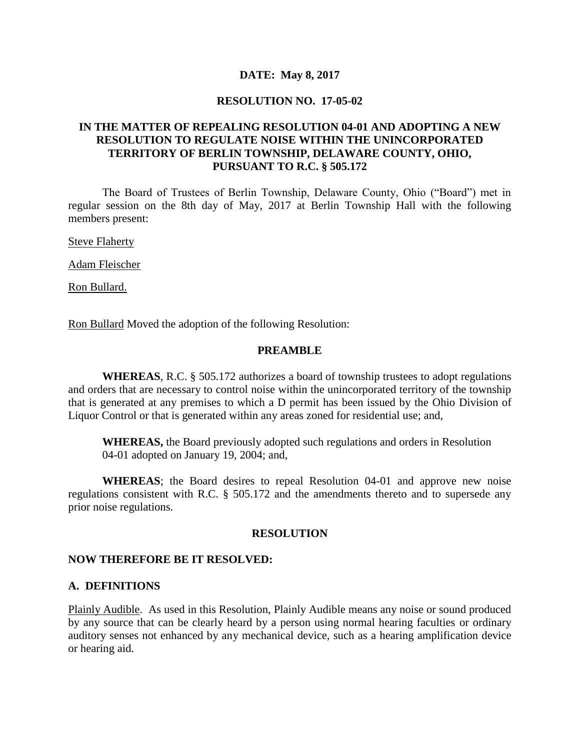**DATE: May 8, 2017**

**RESOLUTION NO. 17-05-02**

**IN THE MATTER OF REPEALING RESOLUTION 04-01 AND ADOPTING A NEW RESOLUTION TO REGULATE NOISE WITHIN THE UNINCORPORATED TERRITORY OF BERLIN TOWNSHIP, DELAWARE COUNTY, OHIO, PURSUANT TO R.C. § 505.172**

The Board of Trustees of Berlin Township, Delaware County, Ohio ("Board") met in regular session on the 8th day of May, 2017 at Berlin Township Hall with the following members present:

<u>Steve Flaherty</u>

<u>Adam Fleischer</u>

<u>Ron Bullard.</u>

<u>Ron Bullard</u> Moved the adoption of the following Resolution:

**PREAMBLE**

**WHEREAS**, R.C. § 505.172 authorizes a board of township trustees to adopt regulations and orders that are necessary to control noise within the unincorporated territory of the township that is generated at any premises to which a D permit has been issued by the Ohio Division of Liquor Control or that is generated within any areas zoned for residential use; and,

**WHEREAS,** the Board previously adopted such regulations and orders in Resolution 04-01 adopted on January 19, 2004; and,

**WHEREAS**; the Board desires to repeal Resolution 04-01 and approve new noise regulations consistent with R.C. § 505.172 and the amendments thereto and to supersede any prior noise regulations.

**RESOLUTION**

**NOW THEREFORE BE IT RESOLVED:**

**A. DEFINITIONS**

<u>Plainly Audible</u>. As used in this Resolution, Plainly Audible means any noise or sound produced by any source that can be clearly heard by a person using normal hearing faculties or ordinary auditory senses not enhanced by any mechanical device, such as a hearing amplification device or hearing aid.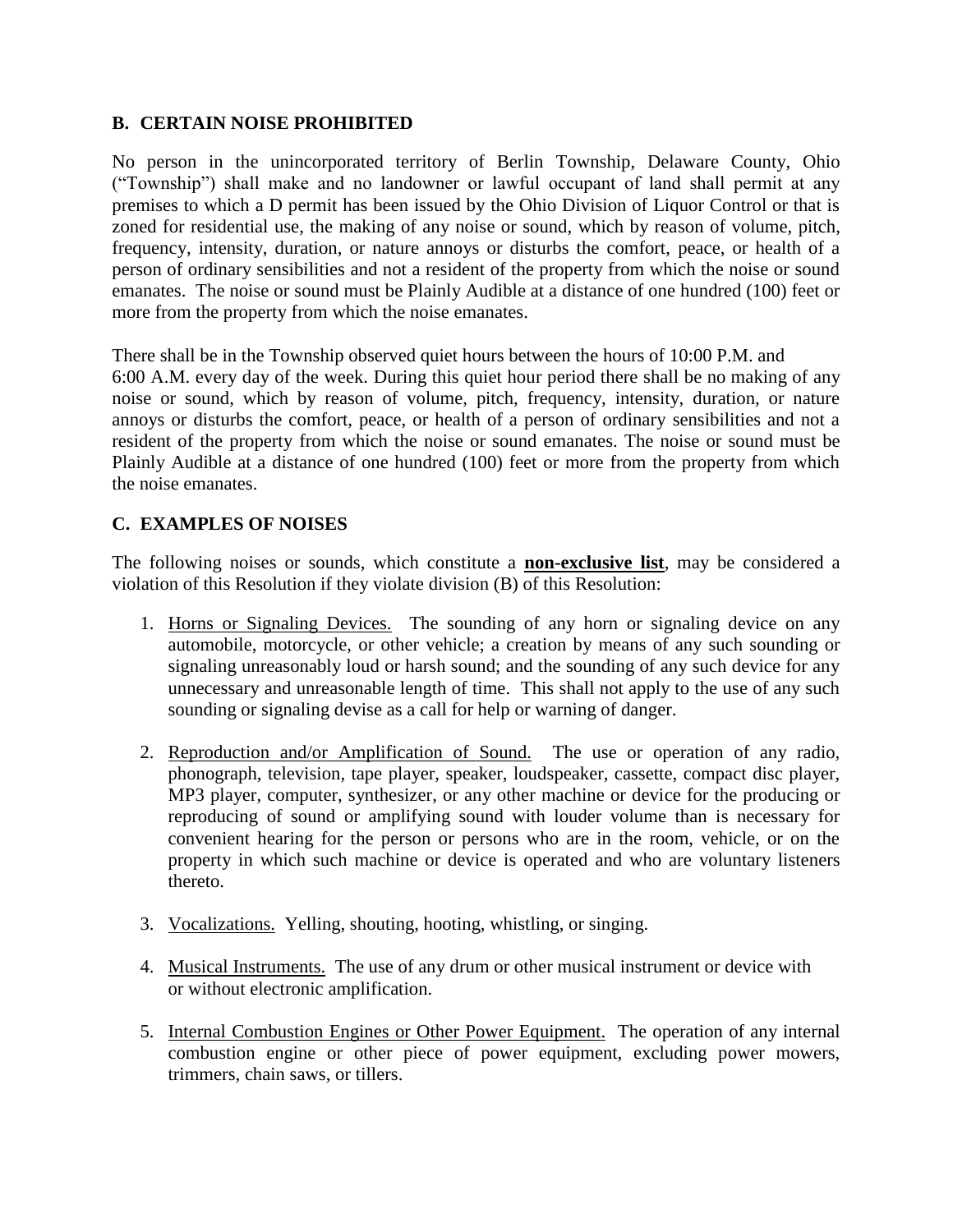## B. CERTAIN NOISE PROHIBITED

No person in the unincorporated territory of Berlin Township, Delaware County, Ohio ("Township") shall make and no landowner or lawful occupant of land shall permit at any premises to which a D permit has been issued by the Ohio Division of Liquor Control or that is zoned for residential use, the making of any noise or sound, which by reason of volume, pitch, frequency, intensity, duration, or nature annoys or disturbs the comfort, peace, or health of a person of ordinary sensibilities and not a resident of the property from which the noise or sound emanates. The noise or sound must be Plainly Audible at a distance of one hundred (100) feet or more from the property from which the noise emanates.

There shall be in the Township observed quiet hours between the hours of 10:00 P.M. and 6:00 A.M. every day of the week. During this quiet hour period there shall be no making of any noise or sound, which by reason of volume, pitch, frequency, intensity, duration, or nature annoys or disturbs the comfort, peace, or health of a person of ordinary sensibilities and not a resident of the property from which the noise or sound emanates. The noise or sound must be Plainly Audible at a distance of one hundred (100) feet or more from the property from which the noise emanates.

## C. EXAMPLES OF NOISES

The following noises or sounds, which constitute a **non-exclusive list**, may be considered a violation of this Resolution if they violate division (B) of this Resolution:

1. Horns or Signaling Devices. The sounding of any horn or signaling device on any automobile, motorcycle, or other vehicle; a creation by means of any such sounding or signaling unreasonably loud or harsh sound; and the sounding of any such device for any unnecessary and unreasonable length of time. This shall not apply to the use of any such sounding or signaling devise as a call for help or warning of danger.

2. Reproduction and/or Amplification of Sound. The use or operation of any radio, phonograph, television, tape player, speaker, loudspeaker, cassette, compact disc player, MP3 player, computer, synthesizer, or any other machine or device for the producing or reproducing of sound or amplifying sound with louder volume than is necessary for convenient hearing for the person or persons who are in the room, vehicle, or on the property in which such machine or device is operated and who are voluntary listeners thereto.

3. Vocalizations. Yelling, shouting, hooting, whistling, or singing.

4. Musical Instruments. The use of any drum or other musical instrument or device with or without electronic amplification.

5. Internal Combustion Engines or Other Power Equipment. The operation of any internal combustion engine or other piece of power equipment, excluding power mowers, trimmers, chain saws, or tillers.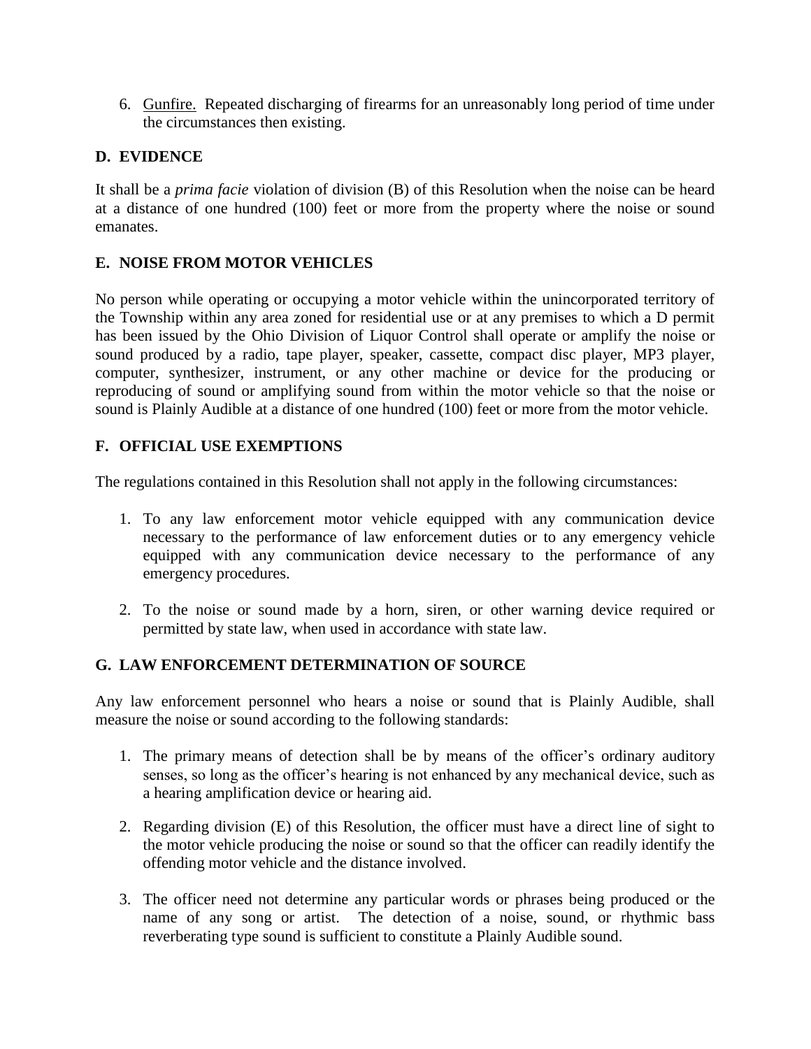6. Gunfire. Repeated discharging of firearms for an unreasonably long period of time under the circumstances then existing.

## D. EVIDENCE

It shall be a *prima facie* violation of division (B) of this Resolution when the noise can be heard at a distance of one hundred (100) feet or more from the property where the noise or sound emanates.

## E. NOISE FROM MOTOR VEHICLES

No person while operating or occupying a motor vehicle within the unincorporated territory of the Township within any area zoned for residential use or at any premises to which a D permit has been issued by the Ohio Division of Liquor Control shall operate or amplify the noise or sound produced by a radio, tape player, speaker, cassette, compact disc player, MP3 player, computer, synthesizer, instrument, or any other machine or device for the producing or reproducing of sound or amplifying sound from within the motor vehicle so that the noise or sound is Plainly Audible at a distance of one hundred (100) feet or more from the motor vehicle.

## F. OFFICIAL USE EXEMPTIONS

The regulations contained in this Resolution shall not apply in the following circumstances:

1. To any law enforcement motor vehicle equipped with any communication device necessary to the performance of law enforcement duties or to any emergency vehicle equipped with any communication device necessary to the performance of any emergency procedures.

2. To the noise or sound made by a horn, siren, or other warning device required or permitted by state law, when used in accordance with state law.

## G. LAW ENFORCEMENT DETERMINATION OF SOURCE

Any law enforcement personnel who hears a noise or sound that is Plainly Audible, shall measure the noise or sound according to the following standards:

1. The primary means of detection shall be by means of the officer's ordinary auditory senses, so long as the officer's hearing is not enhanced by any mechanical device, such as a hearing amplification device or hearing aid.

2. Regarding division (E) of this Resolution, the officer must have a direct line of sight to the motor vehicle producing the noise or sound so that the officer can readily identify the offending motor vehicle and the distance involved.

3. The officer need not determine any particular words or phrases being produced or the name of any song or artist. The detection of a noise, sound, or rhythmic bass reverberating type sound is sufficient to constitute a Plainly Audible sound.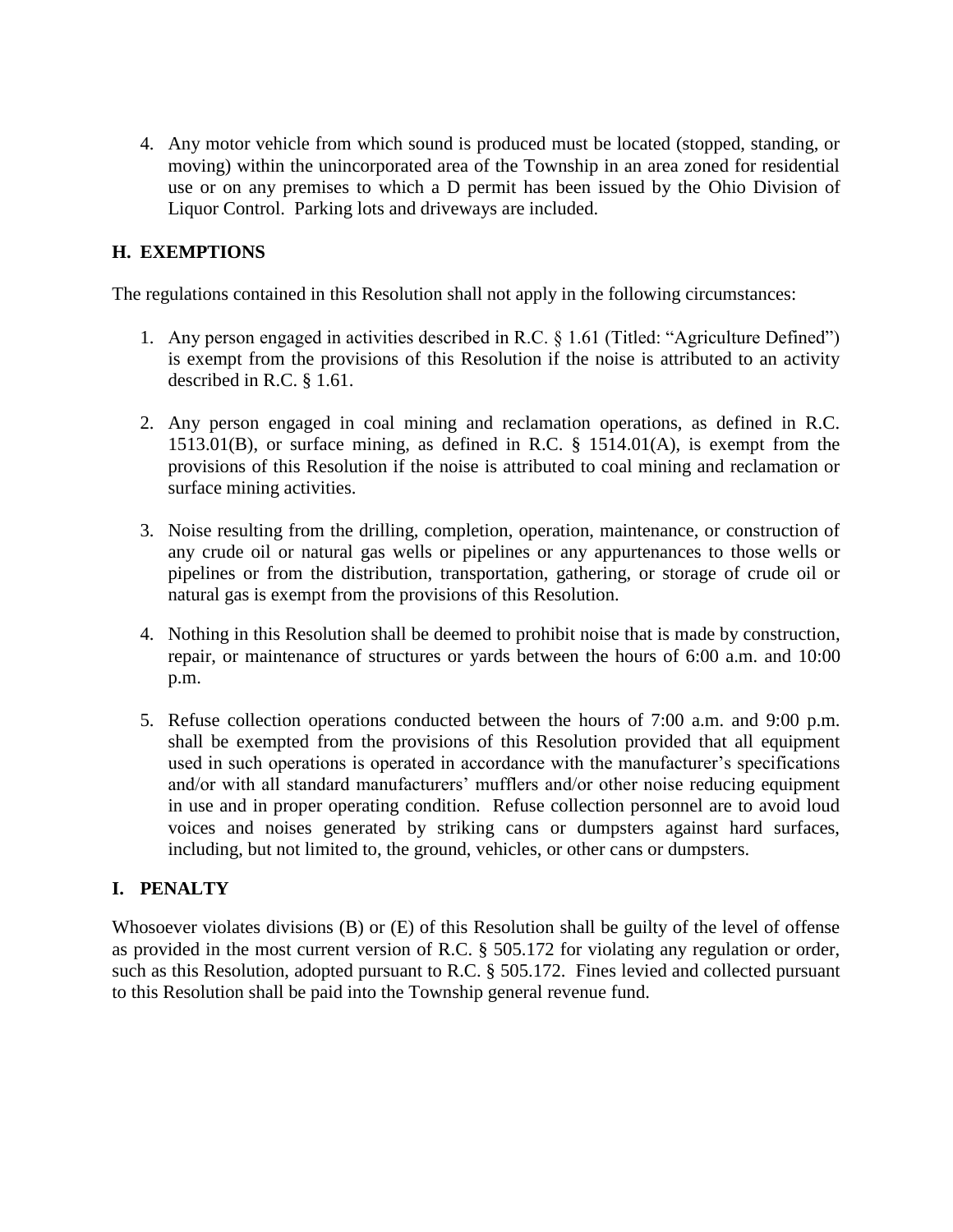4. Any motor vehicle from which sound is produced must be located (stopped, standing, or moving) within the unincorporated area of the Township in an area zoned for residential use or on any premises to which a D permit has been issued by the Ohio Division of Liquor Control. Parking lots and driveways are included.

## H. EXEMPTIONS

The regulations contained in this Resolution shall not apply in the following circumstances:

1. Any person engaged in activities described in R.C. § 1.61 (Titled: "Agriculture Defined") is exempt from the provisions of this Resolution if the noise is attributed to an activity described in R.C. § 1.61.

2. Any person engaged in coal mining and reclamation operations, as defined in R.C. 1513.01(B), or surface mining, as defined in R.C. § 1514.01(A), is exempt from the provisions of this Resolution if the noise is attributed to coal mining and reclamation or surface mining activities.

3. Noise resulting from the drilling, completion, operation, maintenance, or construction of any crude oil or natural gas wells or pipelines or any appurtenances to those wells or pipelines or from the distribution, transportation, gathering, or storage of crude oil or natural gas is exempt from the provisions of this Resolution.

4. Nothing in this Resolution shall be deemed to prohibit noise that is made by construction, repair, or maintenance of structures or yards between the hours of 6:00 a.m. and 10:00 p.m.

5. Refuse collection operations conducted between the hours of 7:00 a.m. and 9:00 p.m. shall be exempted from the provisions of this Resolution provided that all equipment used in such operations is operated in accordance with the manufacturer's specifications and/or with all standard manufacturers' mufflers and/or other noise reducing equipment in use and in proper operating condition. Refuse collection personnel are to avoid loud voices and noises generated by striking cans or dumpsters against hard surfaces, including, but not limited to, the ground, vehicles, or other cans or dumpsters.

## I. PENALTY

Whosoever violates divisions (B) or (E) of this Resolution shall be guilty of the level of offense as provided in the most current version of R.C. § 505.172 for violating any regulation or order, such as this Resolution, adopted pursuant to R.C. § 505.172. Fines levied and collected pursuant to this Resolution shall be paid into the Township general revenue fund.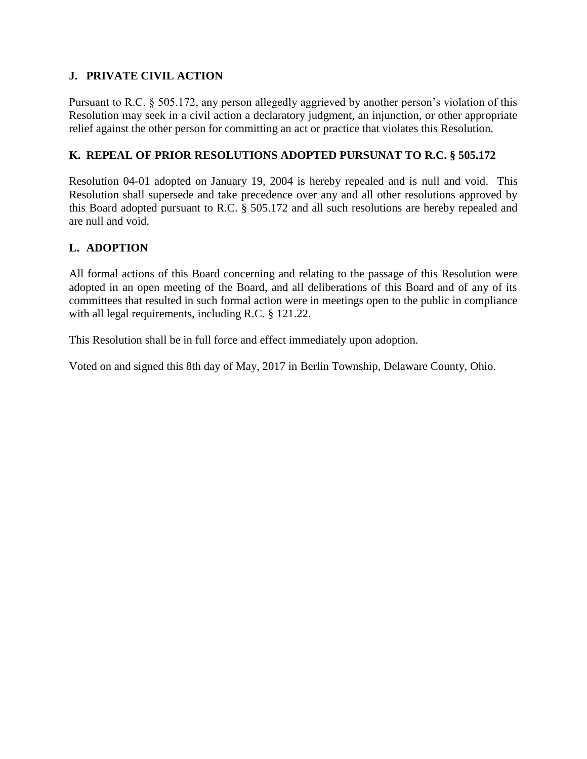## J. PRIVATE CIVIL ACTION

Pursuant to R.C. § 505.172, any person allegedly aggrieved by another person's violation of this Resolution may seek in a civil action a declaratory judgment, an injunction, or other appropriate relief against the other person for committing an act or practice that violates this Resolution.

## K. REPEAL OF PRIOR RESOLUTIONS ADOPTED PURSUNAT TO R.C. § 505.172

Resolution 04-01 adopted on January 19, 2004 is hereby repealed and is null and void. This Resolution shall supersede and take precedence over any and all other resolutions approved by this Board adopted pursuant to R.C. § 505.172 and all such resolutions are hereby repealed and are null and void.

## L. ADOPTION

All formal actions of this Board concerning and relating to the passage of this Resolution were adopted in an open meeting of the Board, and all deliberations of this Board and of any of its committees that resulted in such formal action were in meetings open to the public in compliance with all legal requirements, including R.C. § 121.22.

This Resolution shall be in full force and effect immediately upon adoption.

Voted on and signed this 8th day of May, 2017 in Berlin Township, Delaware County, Ohio.